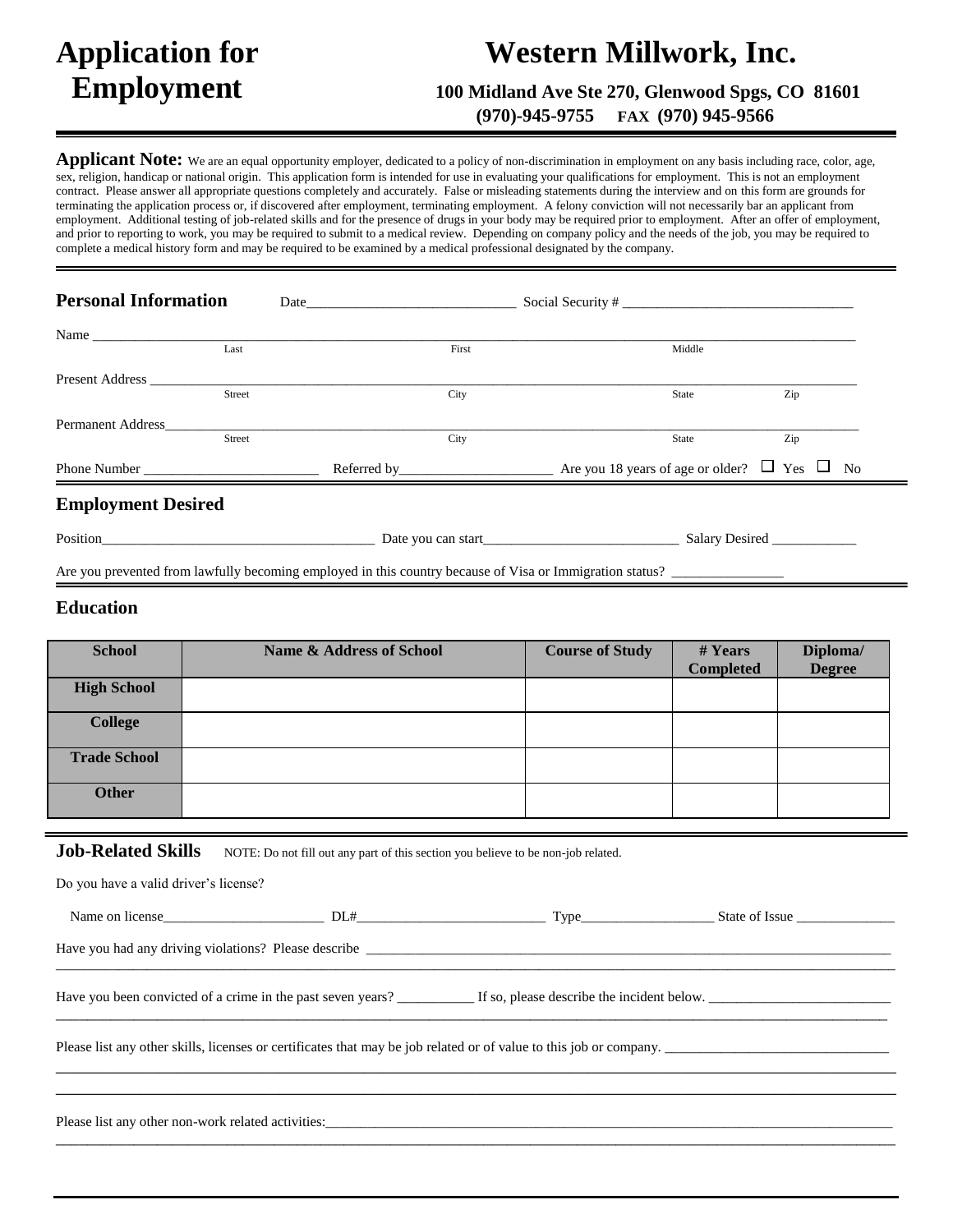# Application for Employment

# Western Millwork, Inc.

**100 Midland Ave Ste 270, Glenwood Spgs, CO 81601**
**(970)-945-9755 FAX (970) 945-9566**

**Applicant Note:** We are an equal opportunity employer, dedicated to a policy of non-discrimination in employment on any basis including race, color, age, sex, religion, handicap or national origin. This application form is intended for use in evaluating your qualifications for employment. This is not an employment contract. Please answer all appropriate questions completely and accurately. False or misleading statements during the interview and on this form are grounds for terminating the application process or, if discovered after employment, terminating employment. A felony conviction will not necessarily bar an applicant from employment. Additional testing of job-related skills and for the presence of drugs in your body may be required prior to employment. After an offer of employment, and prior to reporting to work, you may be required to submit to a medical review. Depending on company policy and the needs of the job, you may be required to complete a medical history form and may be required to be examined by a medical professional designated by the company.

## Personal Information

Date______________________________ Social Security # ________________________________

Name ______________________________________________________________________________
Last First Middle

Present Address ______________________________________________________________________
Street City State Zip

Permanent Address____________________________________________________________________
Street City State Zip

Phone Number _________________________ Referred by______________________ Are you 18 years of age or older? ☐ Yes ☐ No

## Employment Desired

Position_______________________________________ Date you can start____________________________ Salary Desired ____________

Are you prevented from lawfully becoming employed in this country because of Visa or Immigration status? ________________

## Education

| School | Name & Address of School | Course of Study | # Years Completed | Diploma/ Degree |
|---|---|---|---|---|
| **High School** | | | | |
| **College** | | | | |
| **Trade School** | | | | |
| **Other** | | | | |

## Job-Related Skills

NOTE: Do not fill out any part of this section you believe to be non-job related.

Do you have a valid driver's license?

Name on license_______________________ DL#___________________________ Type___________________ State of Issue ______________

Have you had any driving violations? Please describe ________________________________________________________________________________
_______________________________________________________________________________________________________________

Have you been convicted of a crime in the past seven years? ___________ If so, please describe the incident below. __________________________
_______________________________________________________________________________________________________________

Please list any other skills, licenses or certificates that may be job related or of value to this job or company. ________________________________
_______________________________________________________________________________________________________________
_______________________________________________________________________________________________________________

Please list any other non-work related activities:____________________________________________________________________________
_______________________________________________________________________________________________________________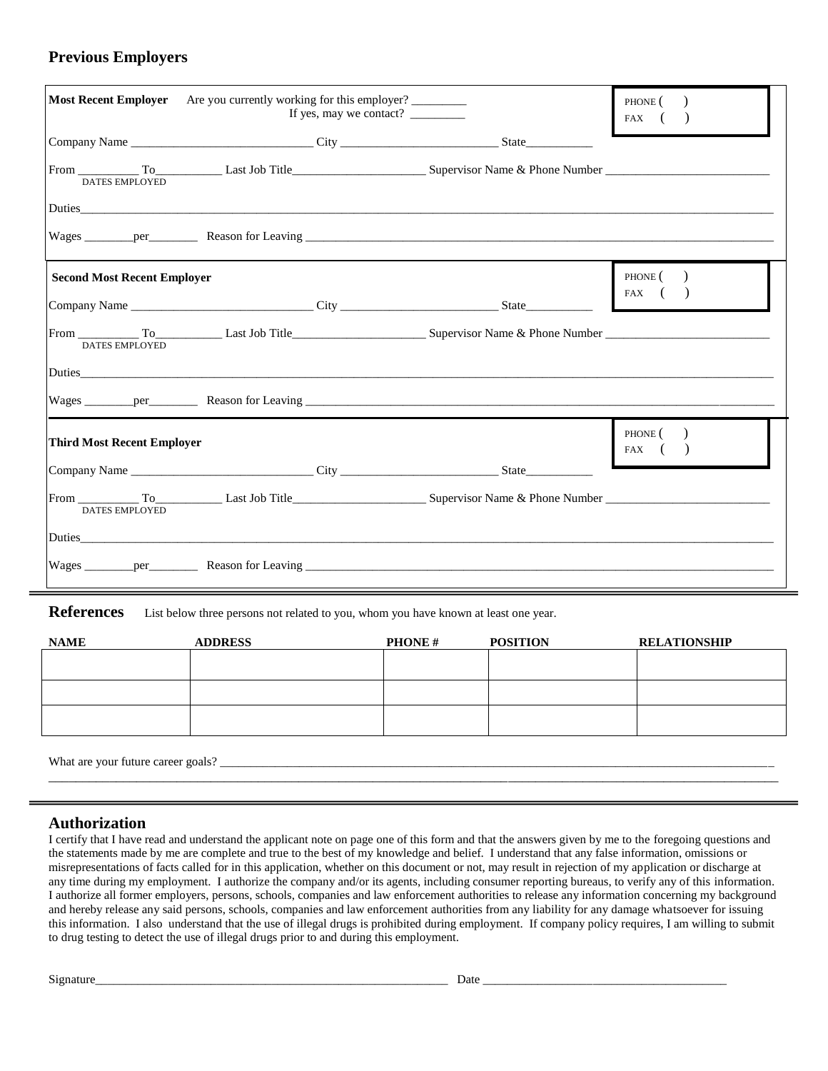## Previous Employers

**Most Recent Employer** Are you currently working for this employer? _________
If yes, may we contact? _________

PHONE ( )
FAX ( )

Company Name ______________________________ City __________________________ State___________

From __________ To___________ Last Job Title______________________ Supervisor Name & Phone Number ___________________________
DATES EMPLOYED

Duties___________________________________________________________________________________________________________

Wages ________per_________ Reason for Leaving ________________________________________________________________________

**Second Most Recent Employer**

PHONE ( )
FAX ( )

Company Name ______________________________ City __________________________ State___________

From __________ To___________ Last Job Title______________________ Supervisor Name & Phone Number ___________________________
DATES EMPLOYED

Duties___________________________________________________________________________________________________________

Wages ________per_________ Reason for Leaving ________________________________________________________________________

**Third Most Recent Employer**

PHONE ( )
FAX ( )

Company Name ______________________________ City __________________________ State___________

From __________ To___________ Last Job Title______________________ Supervisor Name & Phone Number ___________________________
DATES EMPLOYED

Duties___________________________________________________________________________________________________________

Wages ________per_________ Reason for Leaving ________________________________________________________________________

## References

List below three persons not related to you, whom you have known at least one year.

| NAME | ADDRESS | PHONE # | POSITION | RELATIONSHIP |
|---|---|---|---|---|
| | | | | |
| | | | | |
| | | | | |

What are your future career goals? ______________________________________________________________________________________

__________________________________________________________________________________________________________________

## Authorization

I certify that I have read and understand the applicant note on page one of this form and that the answers given by me to the foregoing questions and the statements made by me are complete and true to the best of my knowledge and belief. I understand that any false information, omissions or misrepresentations of facts called for in this application, whether on this document or not, may result in rejection of my application or discharge at any time during my employment. I authorize the company and/or its agents, including consumer reporting bureaus, to verify any of this information. I authorize all former employers, persons, schools, companies and law enforcement authorities to release any information concerning my background and hereby release any said persons, schools, companies and law enforcement authorities from any liability for any damage whatsoever for issuing this information. I also understand that the use of illegal drugs is prohibited during employment. If company policy requires, I am willing to submit to drug testing to detect the use of illegal drugs prior to and during this employment.

Signature____________________________________________________________ Date ________________________________________